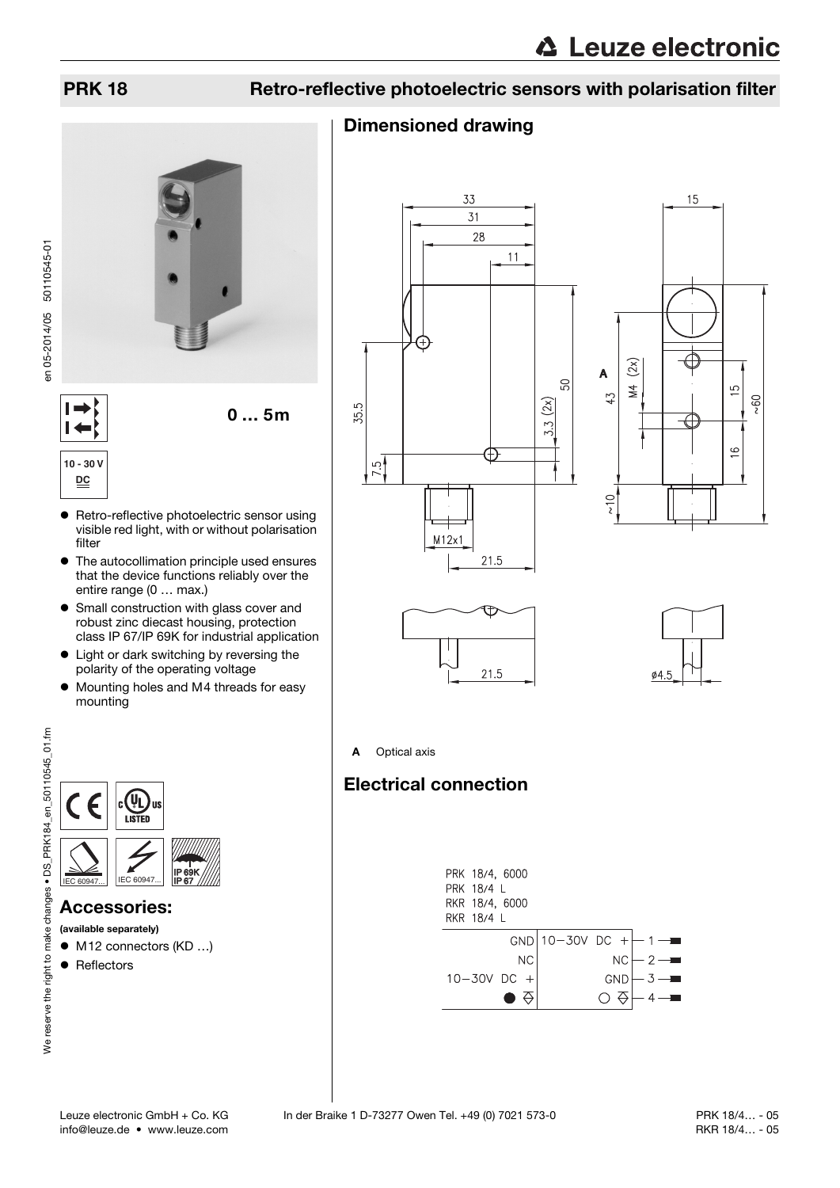## PRK 18 Retro-reflective photoelectric sensors with polarisation filter

0 … 5m

10 - 30 V DC

- Retro-reflective photoelectric sensor using visible red light, with or without polarisation filter
- The autocollimation principle used ensures that the device functions reliably over the entire range (0 … max.)
- Small construction with glass cover and robust zinc diecast housing, protection class IP 67/IP 69K for industrial application
- Light or dark switching by reversing the polarity of the operating voltage
- Mounting holes and M4 threads for easy mounting

IEC 60947... IEC 60947... IP 69K IP 67

## Accessories:

**(available separately)**

- M12 connectors (KD …)
- Reflectors

## Dimensioned drawing

**A** Optical axis

## Electrical connection

PRK 18/4, 6000
PRK 18/4 L
RKR 18/4, 6000
RKR 18/4 L

| | | Pin |
|---|---|---|
| GND | 10–30V DC + | 1 |
| NC | NC | 2 |
| 10–30V DC + | GND | 3 |
| ● | ○ | 4 |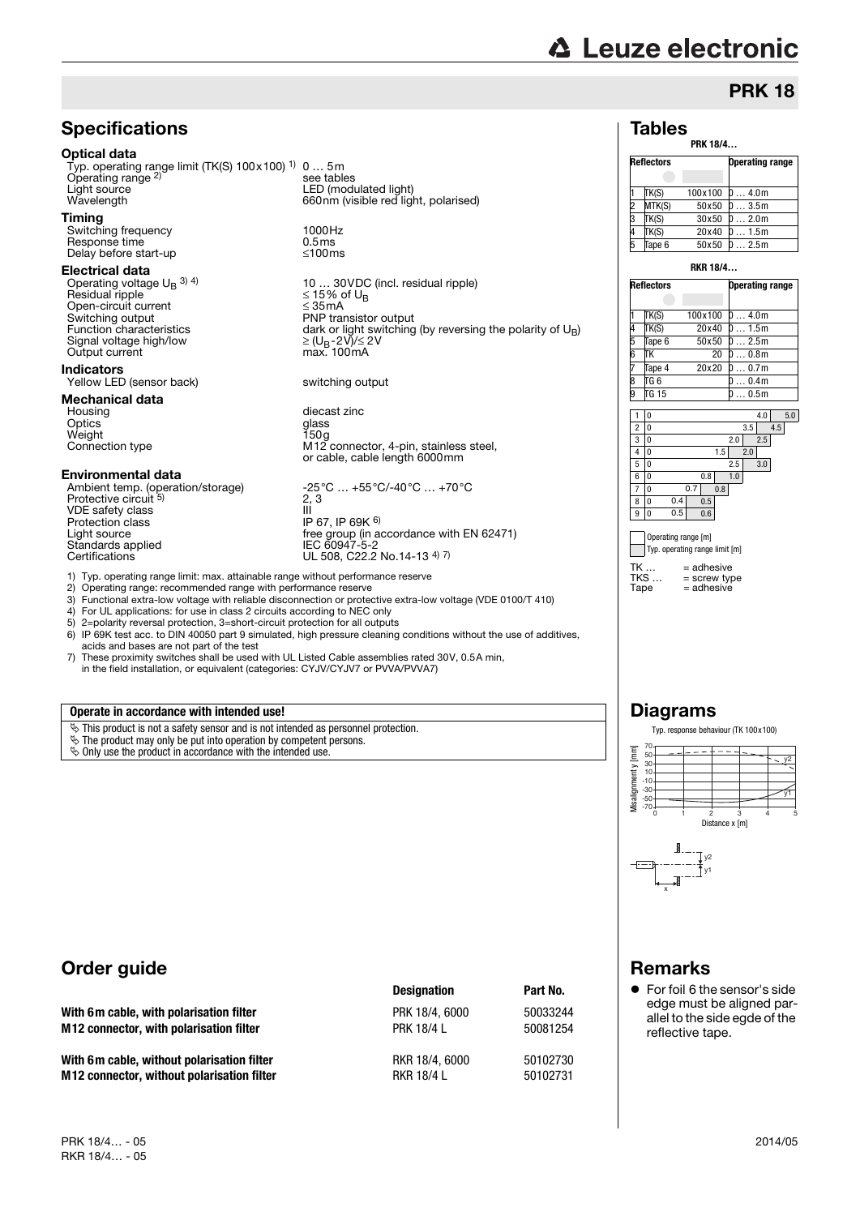# PRK 18

## Specifications

### Optical data

| | |
|---|---|
| Typ. operating range limit (TK(S) 100x100) [1] | 0 … 5m |
| Operating range [2] | see tables |
| Light source | LED (modulated light) |
| Wavelength | 660nm (visible red light, polarised) |

### Timing

| | |
|---|---|
| Switching frequency | 1000Hz |
| Response time | 0.5ms |
| Delay before start-up | ≤100ms |

### Electrical data

| | |
|---|---|
| Operating voltage $U_B$ [3) 4)] | 10 … 30VDC (incl. residual ripple) |
| Residual ripple | ≤ 15% of $U_B$ |
| Open-circuit current | ≤ 35mA |
| Switching output | PNP transistor output |
| Function characteristics | dark or light switching (by reversing the polarity of $U_B$) |
| Signal voltage high/low | ≥ ($U_B$-2V)/≤ 2V |
| Output current | max. 100mA |

### Indicators

| | |
|---|---|
| Yellow LED (sensor back) | switching output |

### Mechanical data

| | |
|---|---|
| Housing | diecast zinc |
| Optics | glass |
| Weight | 150g |
| Connection type | M12 connector, 4-pin, stainless steel, or cable, cable length 6000mm |

### Environmental data

| | |
|---|---|
| Ambient temp. (operation/storage) | -25°C … +55°C/-40°C … +70°C |
| Protective circuit [5] | 2, 3 |
| VDE safety class | III |
| Protection class | IP 67, IP 69K [6] |
| Light source | free group (in accordance with EN 62471) |
| Standards applied | IEC 60947-5-2 |
| Certifications | UL 508, C22.2 No.14-13 [4) 7)] |

1) Typ. operating range limit: max. attainable range without performance reserve
2) Operating range: recommended range with performance reserve
3) Functional extra-low voltage with reliable disconnection or protective extra-low voltage (VDE 0100/T 410)
4) For UL applications: for use in class 2 circuits according to NEC only
5) 2=polarity reversal protection, 3=short-circuit protection for all outputs
6) IP 69K test acc. to DIN 40050 part 9 simulated, high pressure cleaning conditions without the use of additives, acids and bases are not part of the test
7) These proximity switches shall be used with UL Listed Cable assemblies rated 30V, 0.5A min, in the field installation, or equivalent (categories: CYJV/CYJV7 or PVVA/PVVA7)

**Operate in accordance with intended use!**

- This product is not a safety sensor and is not intended as personnel protection.
- The product may only be put into operation by competent persons.
- Only use the product in accordance with the intended use.

## Tables

**PRK 18/4…**

| | Reflectors | | Operating range |
|---|---|---|---|
| 1 | TK(S) | 100x100 | 0 … 4.0m |
| 2 | MTK(S) | 50x50 | 0 … 3.5m |
| 3 | TK(S) | 30x50 | 0 … 2.0m |
| 4 | TK(S) | 20x40 | 0 … 1.5m |
| 5 | Tape 6 | 50x50 | 0 … 2.5m |

**RKR 18/4…**

| | Reflectors | | Operating range |
|---|---|---|---|
| 1 | TK(S) | 100x100 | 0 … 4.0m |
| 4 | TK(S) | 20x40 | 0 … 1.5m |
| 5 | Tape 6 | 50x50 | 0 … 2.5m |
| 6 | TK | 20 | 0 … 0.8m |
| 7 | Tape 4 | 20x20 | 0 … 0.7m |
| 8 | TG 6 | | 0 … 0.4m |
| 9 | TG 15 | | 0 … 0.5m |

1 0 4.0 5.0
2 0 3.5 4.5
3 0 2.0 2.5
4 0 1.5 2.0
5 0 2.5 3.0
6 0 0.8 1.0
7 0 0.7 0.8
8 0 0.4 0.5
9 0 0.5 0.6

Operating range [m]
Typ. operating range limit [m]

TK … = adhesive
TKS … = screw type
Tape = adhesive

## Diagrams

Typ. response behaviour (TK 100x100)

Misalignment y [mm]
70, 50, 30, 10, -10, -30, -50, -70
y2
y1
0 1 2 3 4 5
Distance x [m]

y2
y1
x

## Order guide

| | Designation | Part No. |
|---|---|---|
| **With 6m cable, with polarisation filter** | PRK 18/4, 6000 | 50033244 |
| **M12 connector, with polarisation filter** | PRK 18/4 L | 50081254 |
| **With 6m cable, without polarisation filter** | RKR 18/4, 6000 | 50102730 |
| **M12 connector, without polarisation filter** | RKR 18/4 L | 50102731 |

## Remarks

- For foil 6 the sensor's side edge must be aligned parallel to the side egde of the reflective tape.